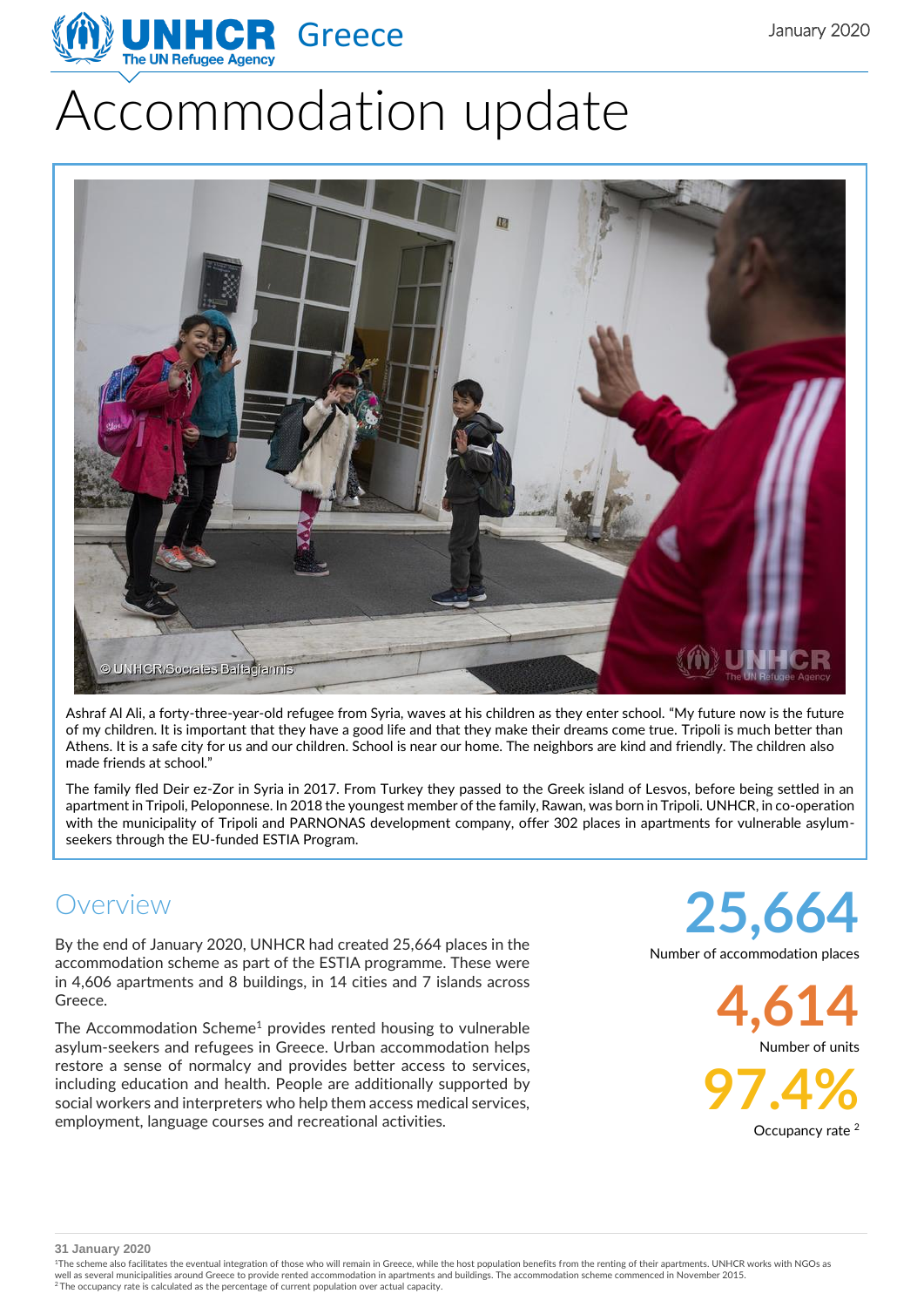# UNHCR Greece

January 2020

# Accommodation update

© UNHCR/Socrates Baltagiannis

Ashraf Al Ali, a forty-three-year-old refugee from Syria, waves at his children as they enter school. "My future now is the future of my children. It is important that they have a good life and that they make their dreams come true. Tripoli is much better than Athens. It is a safe city for us and our children. School is near our home. The neighbors are kind and friendly. The children also made friends at school."

The family fled Deir ez-Zor in Syria in 2017. From Turkey they passed to the Greek island of Lesvos, before being settled in an apartment in Tripoli, Peloponnese. In 2018 the youngest member of the family, Rawan, was born in Tripoli. UNHCR, in co-operation with the municipality of Tripoli and PARNONAS development company, offer 302 places in apartments for vulnerable asylum-seekers through the EU-funded ESTIA Program.

## Overview

By the end of January 2020, UNHCR had created 25,664 places in the accommodation scheme as part of the ESTIA programme. These were in 4,606 apartments and 8 buildings, in 14 cities and 7 islands across Greece.

The Accommodation Scheme[1] provides rented housing to vulnerable asylum-seekers and refugees in Greece. Urban accommodation helps restore a sense of normalcy and provides better access to services, including education and health. People are additionally supported by social workers and interpreters who help them access medical services, employment, language courses and recreational activities.

**25,664**
Number of accommodation places

**4,614**
Number of units

**97.4%**
Occupancy rate [2]

**31 January 2020**

[1]The scheme also facilitates the eventual integration of those who will remain in Greece, while the host population benefits from the renting of their apartments. UNHCR works with NGOs as well as several municipalities around Greece to provide rented accommodation in apartments and buildings. The accommodation scheme commenced in November 2015.
[2] The occupancy rate is calculated as the percentage of current population over actual capacity.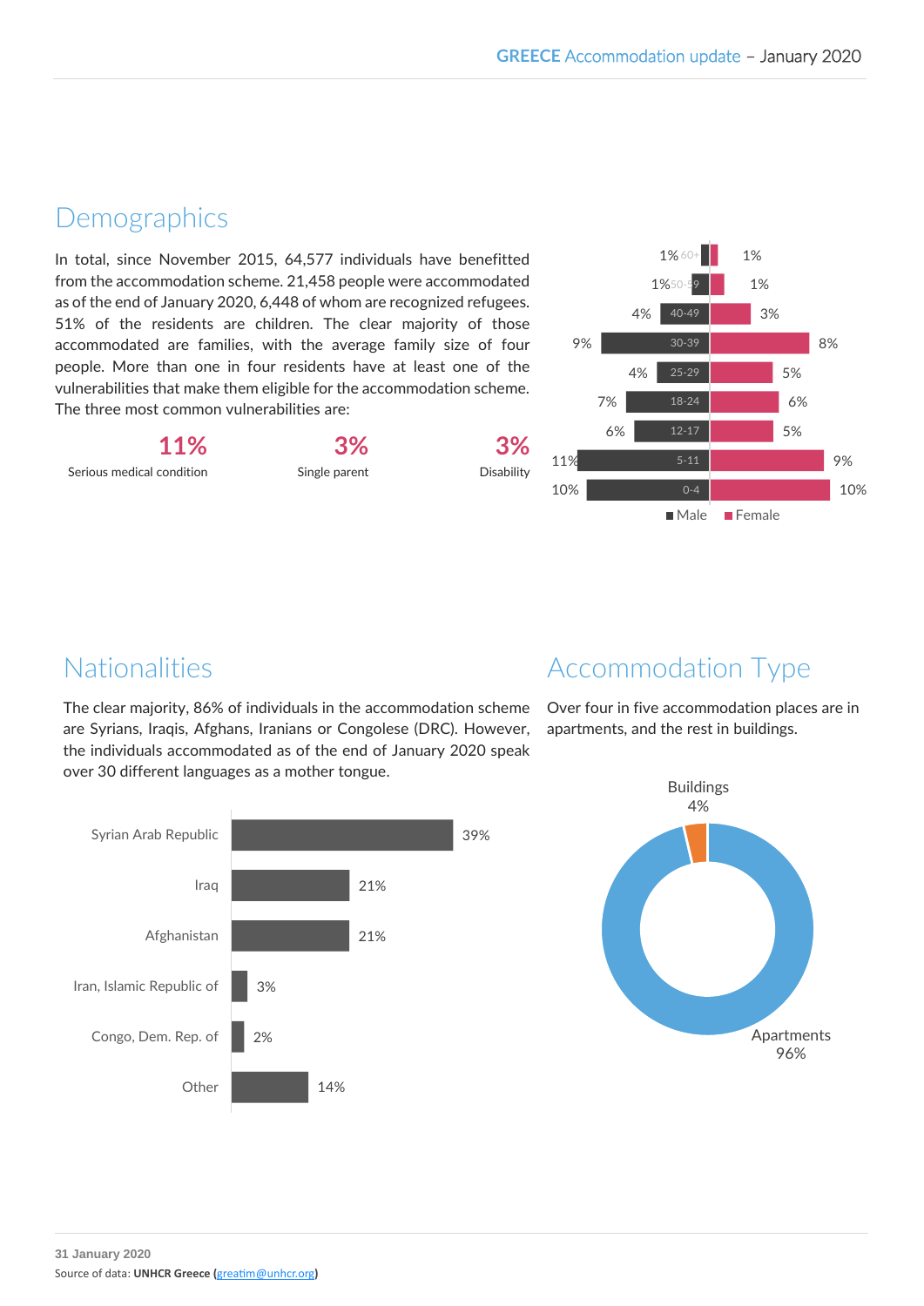## Demographics

In total, since November 2015, 64,577 individuals have benefitted from the accommodation scheme. 21,458 people were accommodated as of the end of January 2020, 6,448 of whom are recognized refugees. 51% of the residents are children. The clear majority of those accommodated are families, with the average family size of four people. More than one in four residents have at least one of the vulnerabilities that make them eligible for the accommodation scheme. The three most common vulnerabilities are:

| 11% | 3% | 3% |
|---|---|---|
| Serious medical condition | Single parent | Disability |

| Age | Male | Female |
|---|---|---|
| 60+ | 1% | 1% |
| 50-59 | 1% | 1% |
| 40-49 | 4% | 3% |
| 30-39 | 9% | 8% |
| 25-29 | 4% | 5% |
| 18-24 | 7% | 6% |
| 12-17 | 6% | 5% |
| 5-11 | 11% | 9% |
| 0-4 | 10% | 10% |

## Nationalities

The clear majority, 86% of individuals in the accommodation scheme are Syrians, Iraqis, Afghans, Iranians or Congolese (DRC). However, the individuals accommodated as of the end of January 2020 speak over 30 different languages as a mother tongue.

| Nationality | % |
|---|---|
| Syrian Arab Republic | 39% |
| Iraq | 21% |
| Afghanistan | 21% |
| Iran, Islamic Republic of | 3% |
| Congo, Dem. Rep. of | 2% |
| Other | 14% |

## Accommodation Type

Over four in five accommodation places are in apartments, and the rest in buildings.

| Type | % |
|---|---|
| Buildings | 4% |
| Apartments | 96% |

**31 January 2020**

Source of data: **UNHCR Greece** ([greatim@unhcr.org](mailto:greatim@unhcr.org))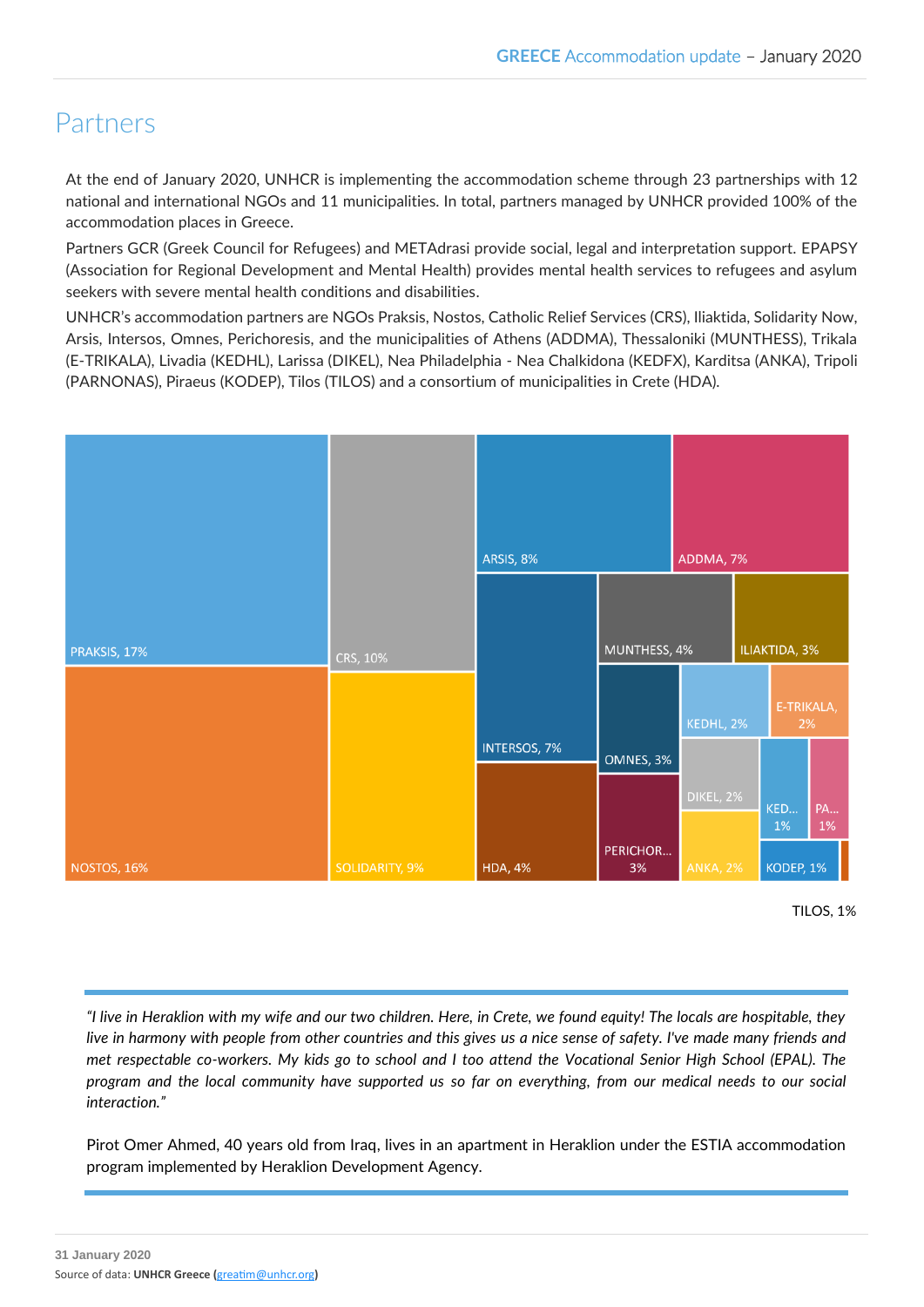# Partners

At the end of January 2020, UNHCR is implementing the accommodation scheme through 23 partnerships with 12 national and international NGOs and 11 municipalities. In total, partners managed by UNHCR provided 100% of the accommodation places in Greece.

Partners GCR (Greek Council for Refugees) and METAdrasi provide social, legal and interpretation support. EPAPSY (Association for Regional Development and Mental Health) provides mental health services to refugees and asylum seekers with severe mental health conditions and disabilities.

UNHCR's accommodation partners are NGOs Praksis, Nostos, Catholic Relief Services (CRS), Iliaktida, Solidarity Now, Arsis, Intersos, Omnes, Perichoresis, and the municipalities of Athens (ADDMA), Thessaloniki (MUNTHESS), Trikala (E-TRIKALA), Livadia (KEDHL), Larissa (DIKEL), Nea Philadelphia - Nea Chalkidona (KEDFX), Karditsa (ANKA), Tripoli (PARNONAS), Piraeus (KODEP), Tilos (TILOS) and a consortium of municipalities in Crete (HDA).

PRAKSIS, 17%
NOSTOS, 16%
CRS, 10%
SOLIDARITY, 9%
ARSIS, 8%
ADDMA, 7%
INTERSOS, 7%
HDA, 4%
MUNTHESS, 4%
ILIAKTIDA, 3%
OMNES, 3%
PERICHOR... 3%
KEDHL, 2%
E-TRIKALA, 2%
DIKEL, 2%
ANKA, 2%
KED... 1%
PA... 1%
KODEP, 1%
TILOS, 1%

*"I live in Heraklion with my wife and our two children. Here, in Crete, we found equity! The locals are hospitable, they live in harmony with people from other countries and this gives us a nice sense of safety. I've made many friends and met respectable co-workers. My kids go to school and I too attend the Vocational Senior High School (EPAL). The program and the local community have supported us so far on everything, from our medical needs to our social interaction."*

Pirot Omer Ahmed, 40 years old from Iraq, lives in an apartment in Heraklion under the ESTIA accommodation program implemented by Heraklion Development Agency.

**31 January 2020**

Source of data: **UNHCR Greece** (greatim@unhcr.org)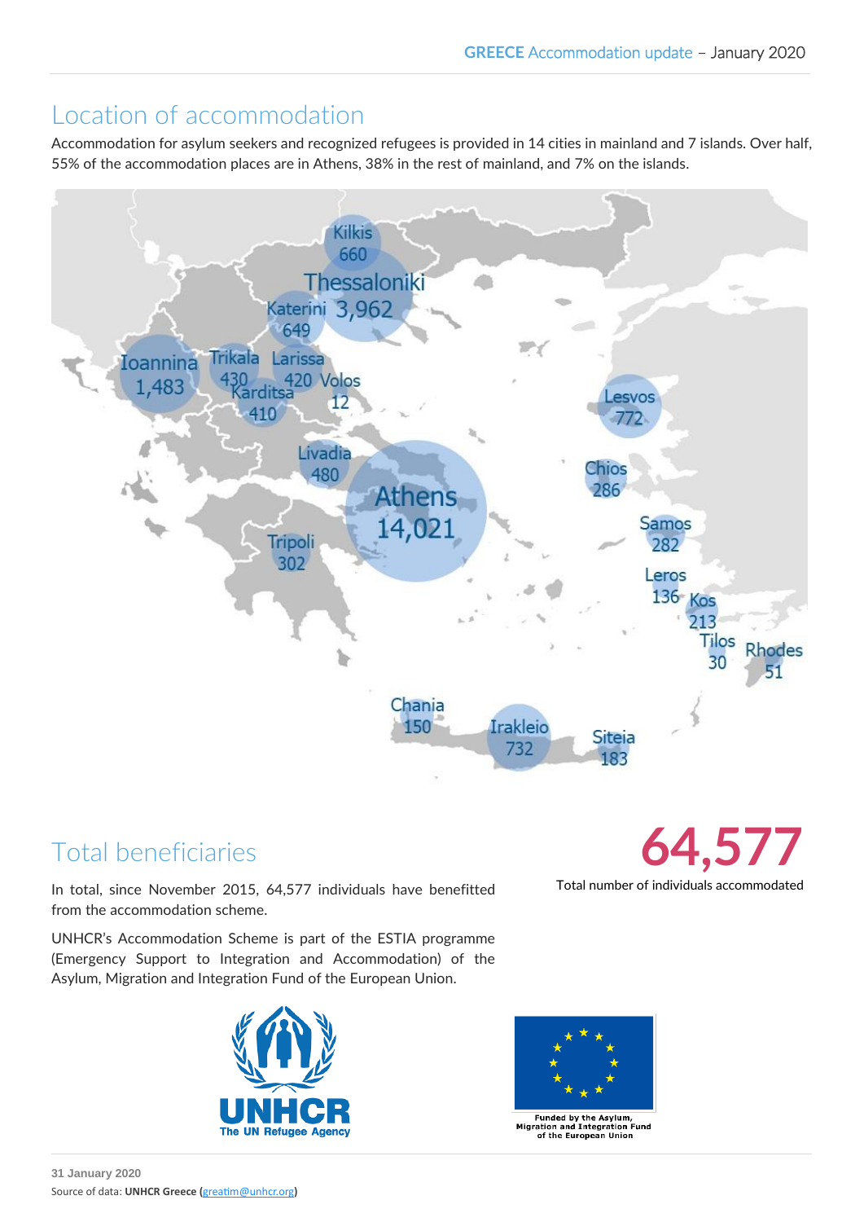## Location of accommodation

Accommodation for asylum seekers and recognized refugees is provided in 14 cities in mainland and 7 islands. Over half, 55% of the accommodation places are in Athens, 38% in the rest of mainland, and 7% on the islands.

Kilkis 660
Thessaloniki 3,962
Katerini 649
Ioannina 1,483
Trikala 430
Larissa 420
Volos 12
Karditsa 410
Livadia 480
Athens 14,021
Tripoli 302
Lesvos 772
Chios 286
Samos 282
Leros 136
Kos 213
Tilos 30
Rhodes 51
Chania 150
Irakleio 732
Siteia 183

## Total beneficiaries

**64,577**

Total number of individuals accommodated

In total, since November 2015, 64,577 individuals have benefitted from the accommodation scheme.

UNHCR's Accommodation Scheme is part of the ESTIA programme (Emergency Support to Integration and Accommodation) of the Asylum, Migration and Integration Fund of the European Union.

UNHCR The UN Refugee Agency

Funded by the Asylum, Migration and Integration Fund of the European Union

**31 January 2020**

Source of data: **UNHCR Greece (**greatim@unhcr.org**)**